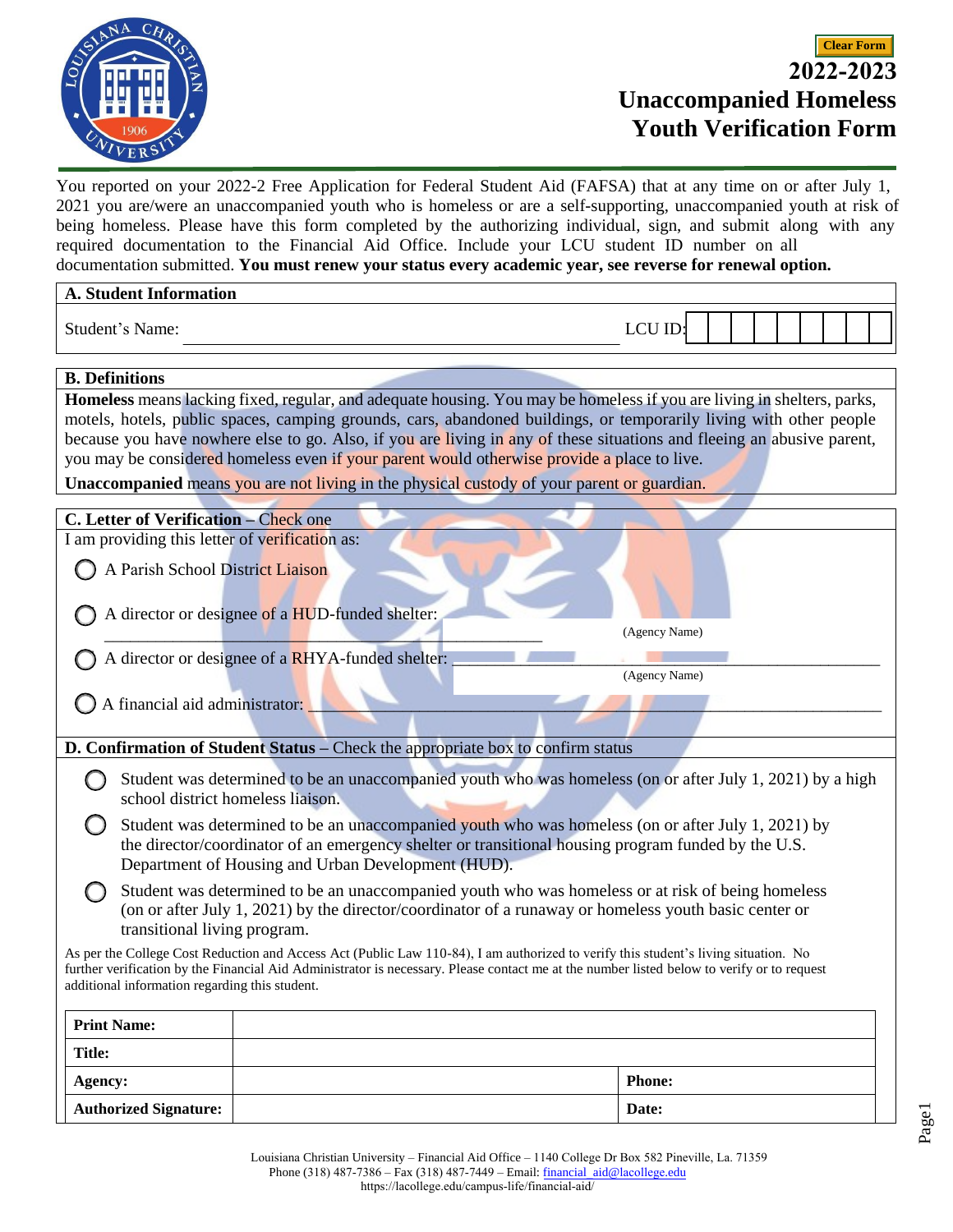# 2022-2023 Unaccompanied Homeless Youth Verification Form

You reported on your 2022-2 Free Application for Federal Student Aid (FAFSA) that at any time on or after July 1, 2021 you are/were an unaccompanied youth who is homeless or are a self-supporting, unaccompanied youth at risk of being homeless. Please have this form completed by the authorizing individual, sign, and submit along with any required documentation to the Financial Aid Office. Include your LCU student ID number on all documentation submitted. **You must renew your status every academic year, see reverse for renewal option.**

## A. Student Information

Student's Name: ______________________________ LCU ID: __________

## B. Definitions

**Homeless** means lacking fixed, regular, and adequate housing. You may be homeless if you are living in shelters, parks, motels, hotels, public spaces, camping grounds, cars, abandoned buildings, or temporarily living with other people because you have nowhere else to go. Also, if you are living in any of these situations and fleeing an abusive parent, you may be considered homeless even if your parent would otherwise provide a place to live.

**Unaccompanied** means you are not living in the physical custody of your parent or guardian.

## C. Letter of Verification – Check one

I am providing this letter of verification as:

- ◯ A Parish School District Liaison
- ◯ A director or designee of a HUD-funded shelter: ______________________________ (Agency Name)
- ◯ A director or designee of a RHYA-funded shelter: ______________________________ (Agency Name)
- ◯ A financial aid administrator: ______________________________

## D. Confirmation of Student Status – Check the appropriate box to confirm status

- ◯ Student was determined to be an unaccompanied youth who was homeless (on or after July 1, 2021) by a high school district homeless liaison.
- ◯ Student was determined to be an unaccompanied youth who was homeless (on or after July 1, 2021) by the director/coordinator of an emergency shelter or transitional housing program funded by the U.S. Department of Housing and Urban Development (HUD).
- ◯ Student was determined to be an unaccompanied youth who was homeless or at risk of being homeless (on or after July 1, 2021) by the director/coordinator of a runaway or homeless youth basic center or transitional living program.

As per the College Cost Reduction and Access Act (Public Law 110-84), I am authorized to verify this student's living situation. No further verification by the Financial Aid Administrator is necessary. Please contact me at the number listed below to verify or to request additional information regarding this student.

| **Print Name:** | | | |
|---|---|---|---|
| **Title:** | | | |
| **Agency:** | | **Phone:** | |
| **Authorized Signature:** | | **Date:** | |

Louisiana Christian University – Financial Aid Office – 1140 College Dr Box 582 Pineville, La. 71359
Phone (318) 487-7386 – Fax (318) 487-7449 – Email: financial_aid@lacollege.edu
https://lacollege.edu/campus-life/financial-aid/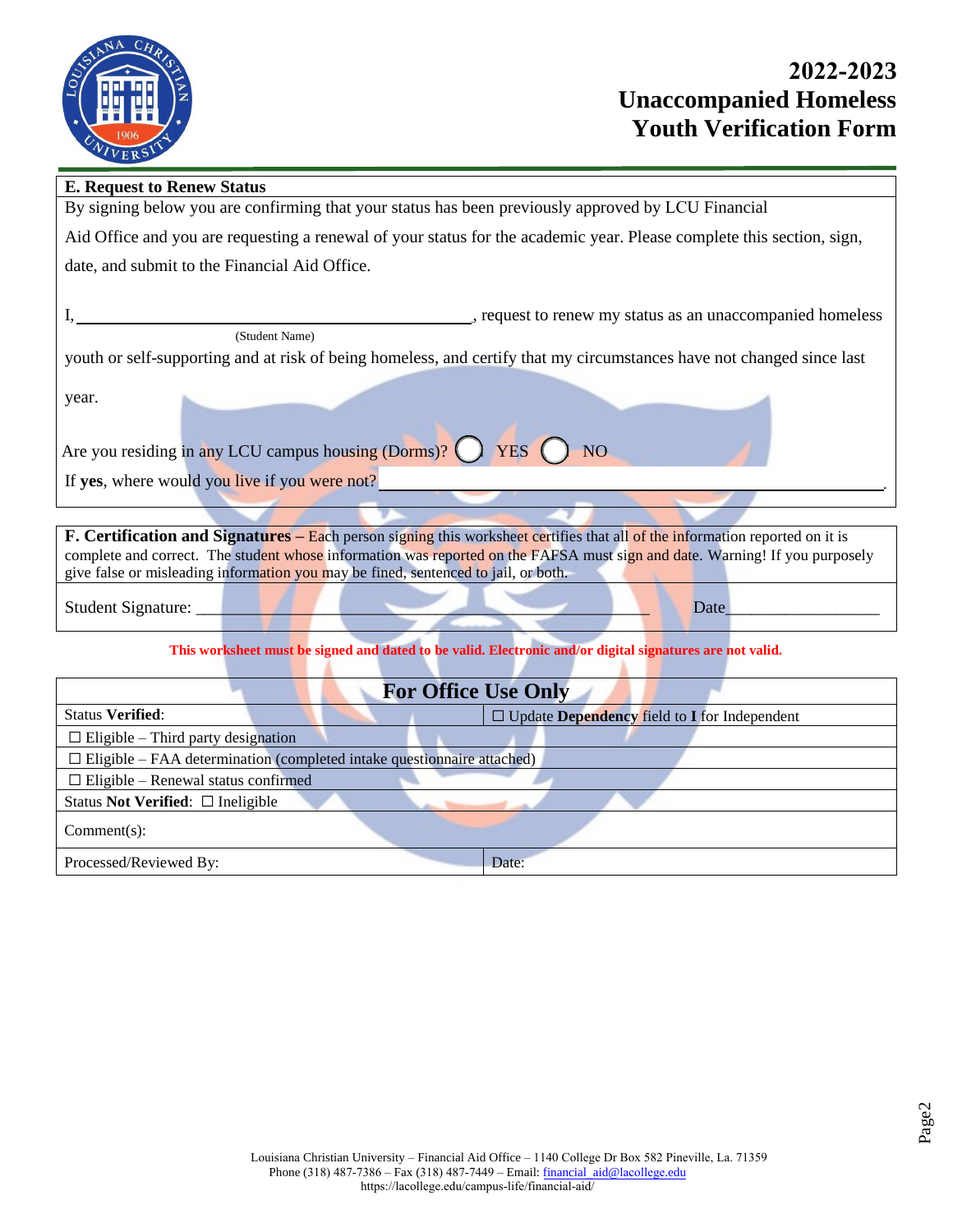# 2022-2023 Unaccompanied Homeless Youth Verification Form

**E. Request to Renew Status**

By signing below you are confirming that your status has been previously approved by LCU Financial Aid Office and you are requesting a renewal of your status for the academic year. Please complete this section, sign, date, and submit to the Financial Aid Office.

I, ________________________________________, request to renew my status as an unaccompanied homeless
(Student Name)
youth or self-supporting and at risk of being homeless, and certify that my circumstances have not changed since last year.

Are you residing in any LCU campus housing (Dorms)? ◯ YES ◯ NO

If **yes**, where would you live if you were not? ________________________________________.

**F. Certification and Signatures –** Each person signing this worksheet certifies that all of the information reported on it is complete and correct. The student whose information was reported on the FAFSA must sign and date. Warning! If you purposely give false or misleading information you may be fined, sentenced to jail, or both.

Student Signature: ________________________________________ Date__________________

**This worksheet must be signed and dated to be valid. Electronic and/or digital signatures are not valid.**

| For Office Use Only | |
|---|---|
| Status **Verified**: | ☐ Update **Dependency** field to **I** for Independent |
| ☐ Eligible – Third party designation | |
| ☐ Eligible – FAA determination (completed intake questionnaire attached) | |
| ☐ Eligible – Renewal status confirmed | |
| Status **Not Verified**: ☐ Ineligible | |
| Comment(s): | |
| Processed/Reviewed By: | Date: |

Louisiana Christian University – Financial Aid Office – 1140 College Dr Box 582 Pineville, La. 71359
Phone (318) 487-7386 – Fax (318) 487-7449 – Email: financial_aid@lacollege.edu
https://lacollege.edu/campus-life/financial-aid/